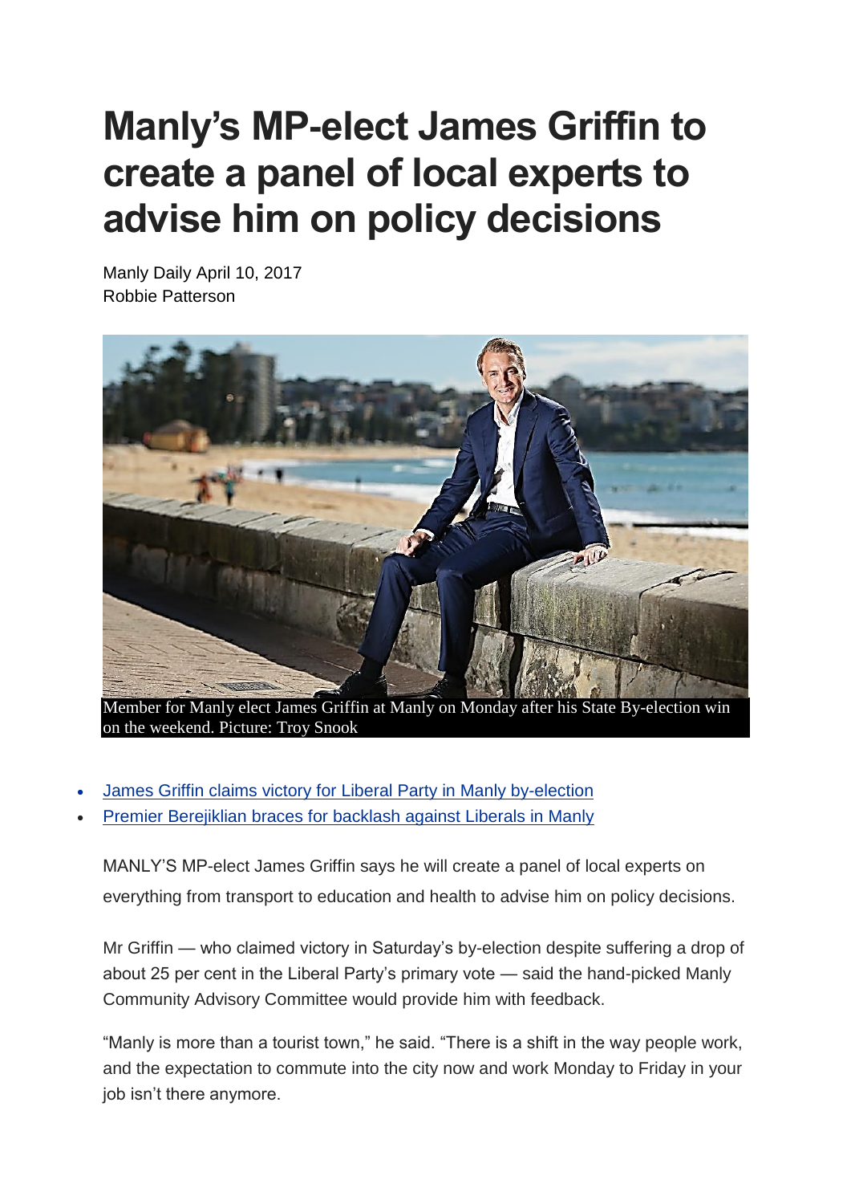# Manly's MP-elect James Griffin to create a panel of local experts to advise him on policy decisions

Manly Daily April 10, 2017
Robbie Patterson

Member for Manly elect James Griffin at Manly on Monday after his State By-election win on the weekend. Picture: Troy Snook

- James Griffin claims victory for Liberal Party in Manly by-election
- Premier Berejiklian braces for backlash against Liberals in Manly

MANLY'S MP-elect James Griffin says he will create a panel of local experts on everything from transport to education and health to advise him on policy decisions.

Mr Griffin — who claimed victory in Saturday's by-election despite suffering a drop of about 25 per cent in the Liberal Party's primary vote — said the hand-picked Manly Community Advisory Committee would provide him with feedback.

"Manly is more than a tourist town," he said. "There is a shift in the way people work, and the expectation to commute into the city now and work Monday to Friday in your job isn't there anymore.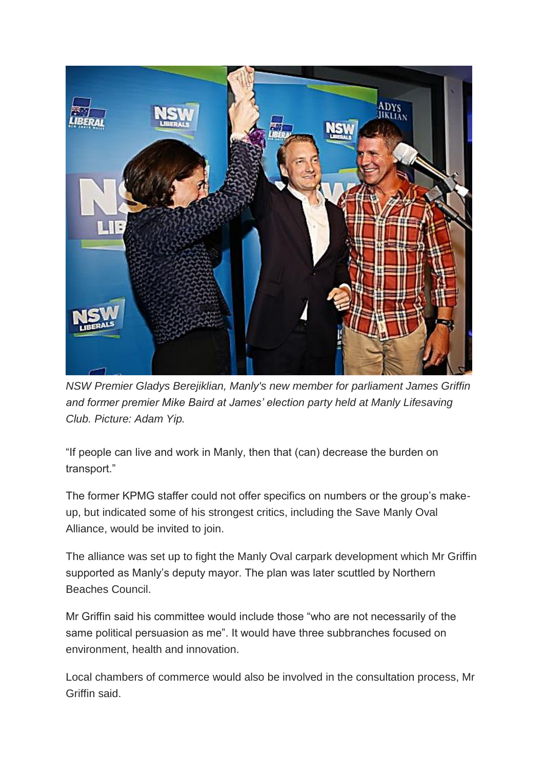*NSW Premier Gladys Berejiklian, Manly's new member for parliament James Griffin and former premier Mike Baird at James' election party held at Manly Lifesaving Club. Picture: Adam Yip.*

"If people can live and work in Manly, then that (can) decrease the burden on transport."

The former KPMG staffer could not offer specifics on numbers or the group's make-up, but indicated some of his strongest critics, including the Save Manly Oval Alliance, would be invited to join.

The alliance was set up to fight the Manly Oval carpark development which Mr Griffin supported as Manly's deputy mayor. The plan was later scuttled by Northern Beaches Council.

Mr Griffin said his committee would include those "who are not necessarily of the same political persuasion as me". It would have three subbranches focused on environment, health and innovation.

Local chambers of commerce would also be involved in the consultation process, Mr Griffin said.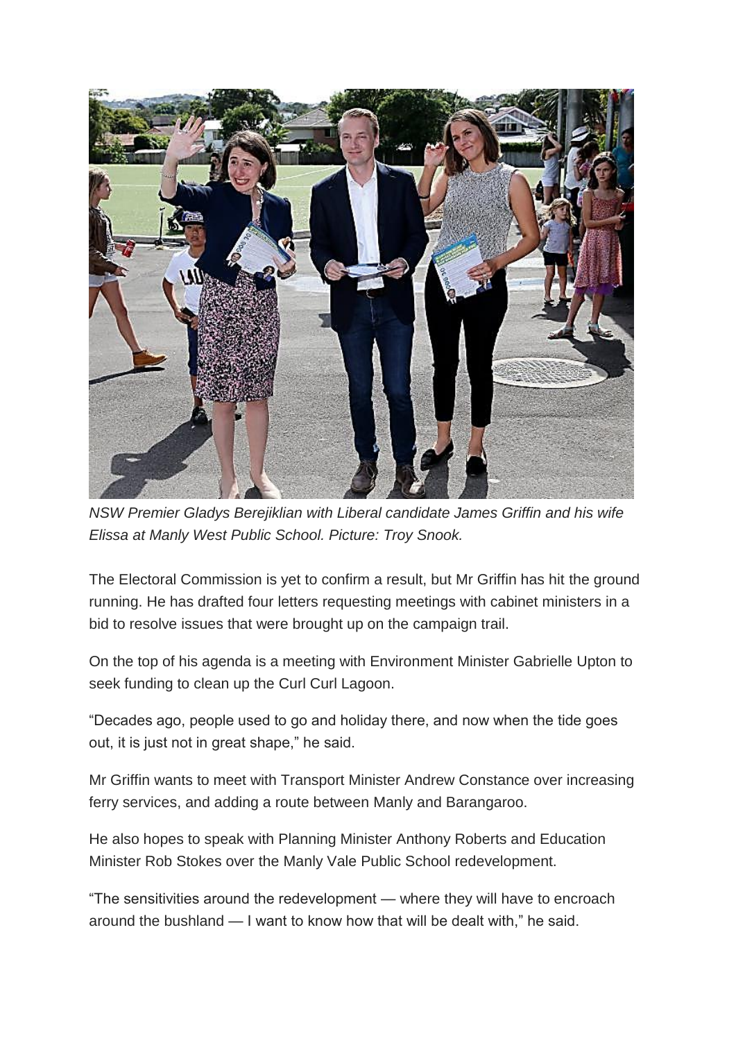*NSW Premier Gladys Berejiklian with Liberal candidate James Griffin and his wife Elissa at Manly West Public School. Picture: Troy Snook.*

The Electoral Commission is yet to confirm a result, but Mr Griffin has hit the ground running. He has drafted four letters requesting meetings with cabinet ministers in a bid to resolve issues that were brought up on the campaign trail.

On the top of his agenda is a meeting with Environment Minister Gabrielle Upton to seek funding to clean up the Curl Curl Lagoon.

"Decades ago, people used to go and holiday there, and now when the tide goes out, it is just not in great shape," he said.

Mr Griffin wants to meet with Transport Minister Andrew Constance over increasing ferry services, and adding a route between Manly and Barangaroo.

He also hopes to speak with Planning Minister Anthony Roberts and Education Minister Rob Stokes over the Manly Vale Public School redevelopment.

"The sensitivities around the redevelopment — where they will have to encroach around the bushland — I want to know how that will be dealt with," he said.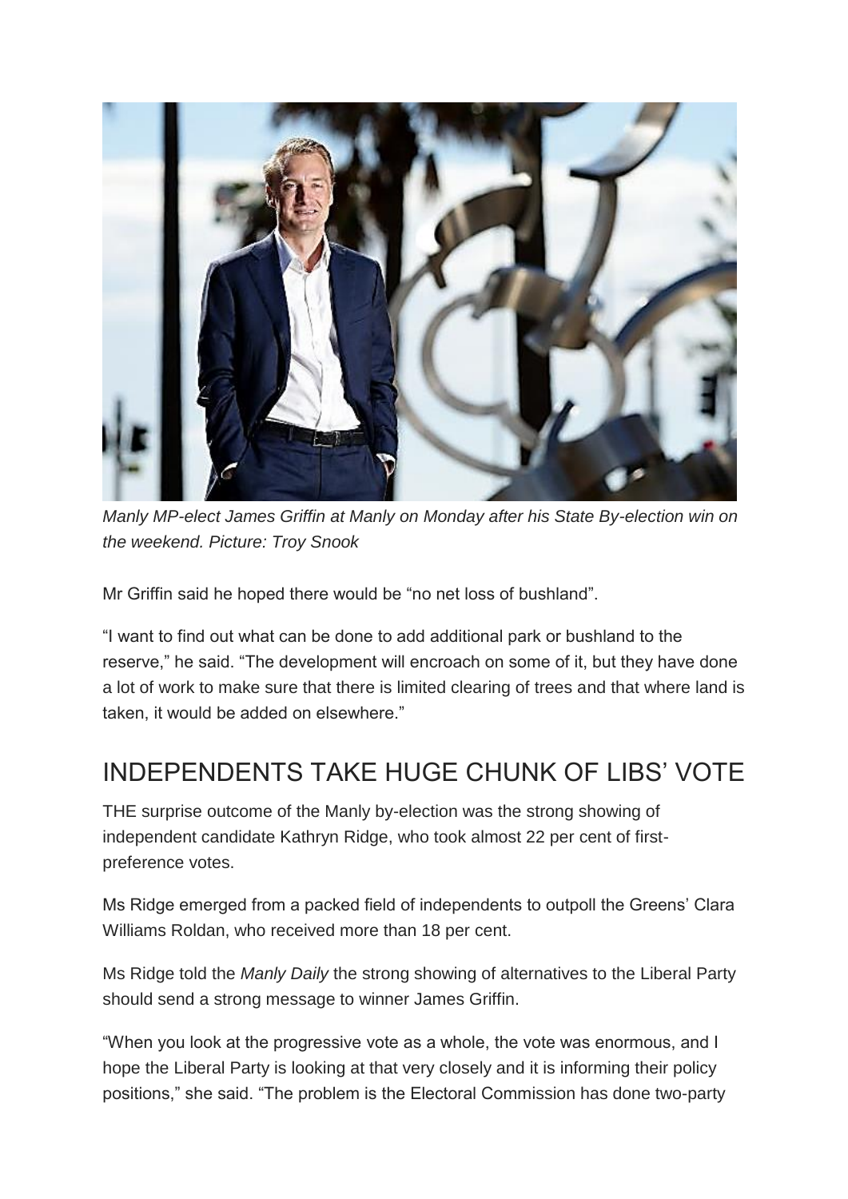*Manly MP-elect James Griffin at Manly on Monday after his State By-election win on the weekend. Picture: Troy Snook*

Mr Griffin said he hoped there would be "no net loss of bushland".

"I want to find out what can be done to add additional park or bushland to the reserve," he said. "The development will encroach on some of it, but they have done a lot of work to make sure that there is limited clearing of trees and that where land is taken, it would be added on elsewhere."

## INDEPENDENTS TAKE HUGE CHUNK OF LIBS' VOTE

THE surprise outcome of the Manly by-election was the strong showing of independent candidate Kathryn Ridge, who took almost 22 per cent of first-preference votes.

Ms Ridge emerged from a packed field of independents to outpoll the Greens' Clara Williams Roldan, who received more than 18 per cent.

Ms Ridge told the *Manly Daily* the strong showing of alternatives to the Liberal Party should send a strong message to winner James Griffin.

"When you look at the progressive vote as a whole, the vote was enormous, and I hope the Liberal Party is looking at that very closely and it is informing their policy positions," she said. "The problem is the Electoral Commission has done two-party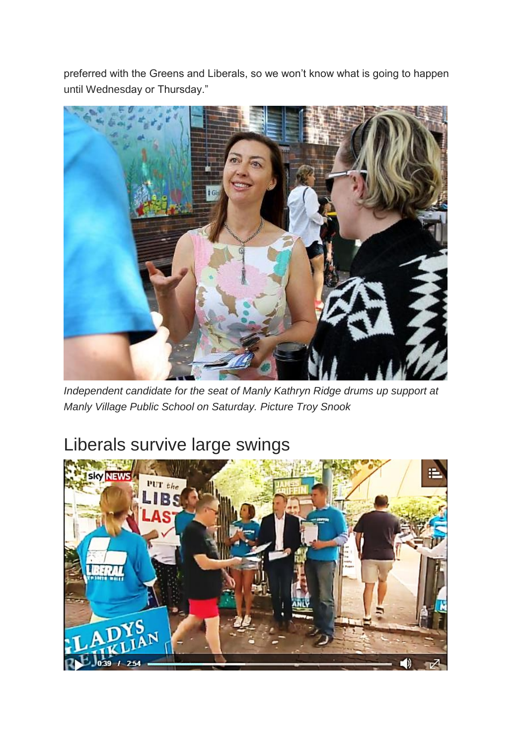preferred with the Greens and Liberals, so we won't know what is going to happen until Wednesday or Thursday."

*Independent candidate for the seat of Manly Kathryn Ridge drums up support at Manly Village Public School on Saturday. Picture Troy Snook*

## Liberals survive large swings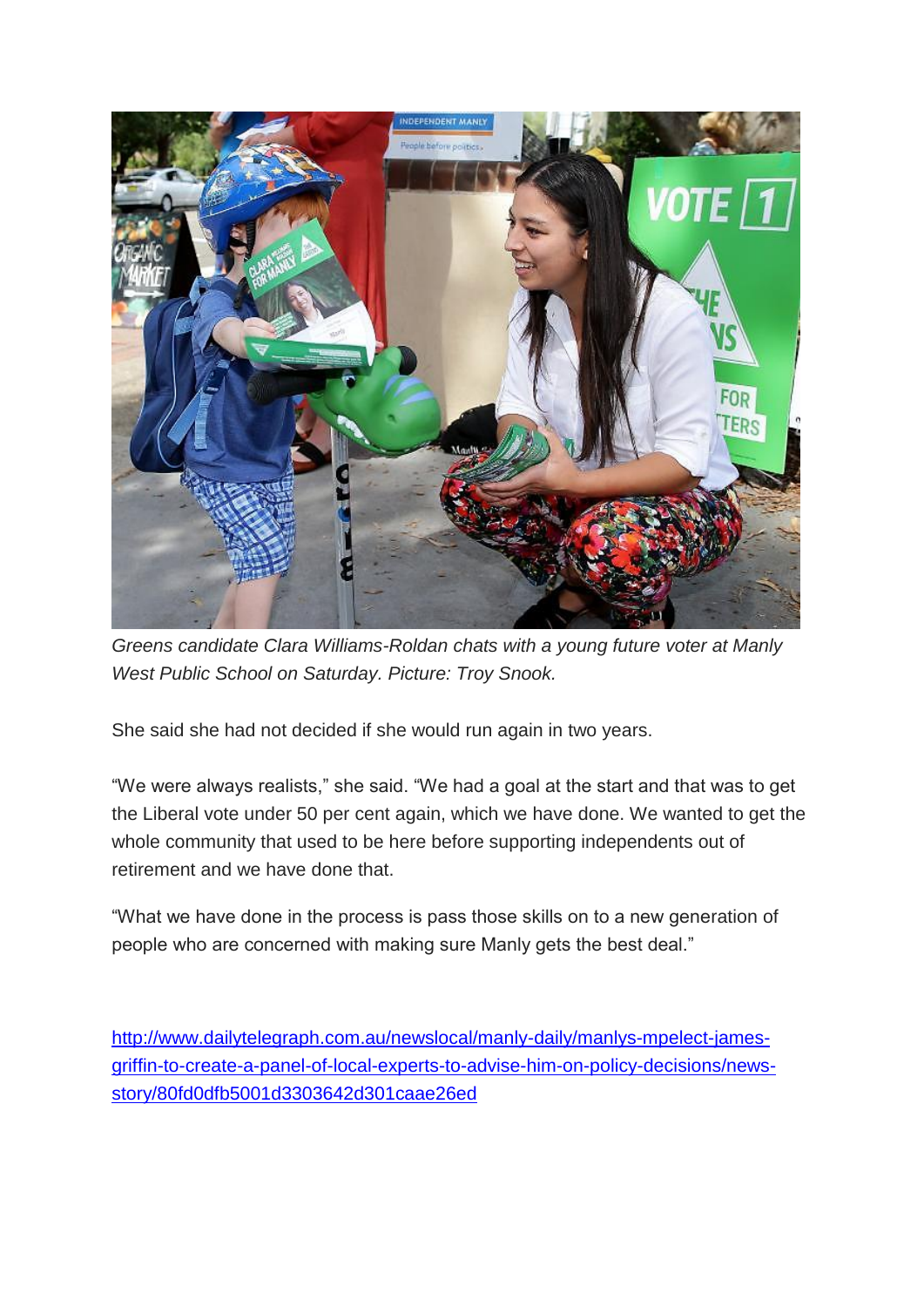*Greens candidate Clara Williams-Roldan chats with a young future voter at Manly West Public School on Saturday. Picture: Troy Snook.*

She said she had not decided if she would run again in two years.

“We were always realists,” she said. “We had a goal at the start and that was to get the Liberal vote under 50 per cent again, which we have done. We wanted to get the whole community that used to be here before supporting independents out of retirement and we have done that.

“What we have done in the process is pass those skills on to a new generation of people who are concerned with making sure Manly gets the best deal.”

http://www.dailytelegraph.com.au/newslocal/manly-daily/manlys-mpelect-james-griffin-to-create-a-panel-of-local-experts-to-advise-him-on-policy-decisions/news-story/80fd0dfb5001d3303642d301caae26ed